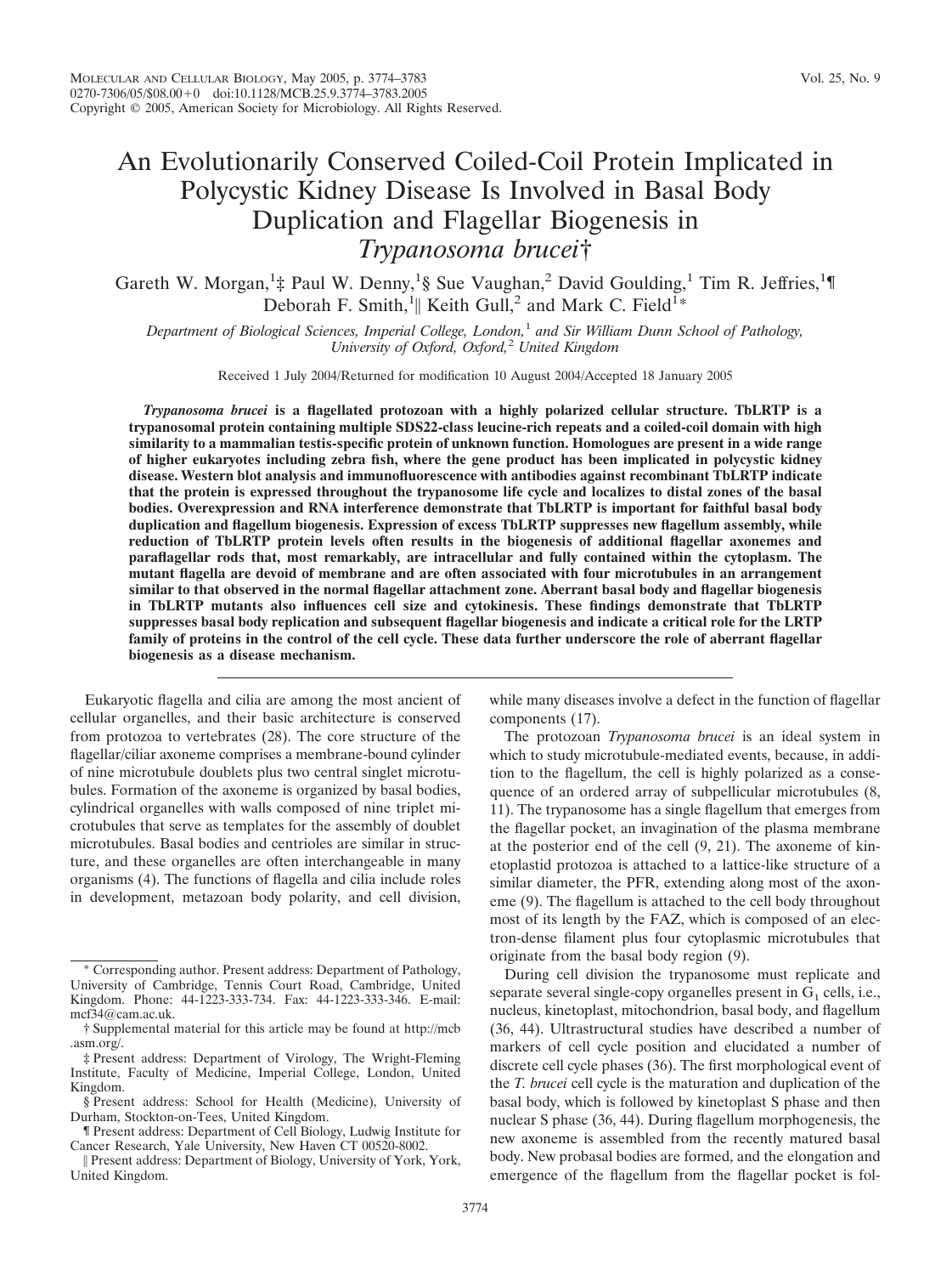# An Evolutionarily Conserved Coiled-Coil Protein Implicated in Polycystic Kidney Disease Is Involved in Basal Body Duplication and Flagellar Biogenesis in *Trypanosoma brucei*†

Gareth W. Morgan,[1]‡ Paul W. Denny,[1]§ Sue Vaughan,[2] David Goulding,[1] Tim R. Jeffries,[1]¶ Deborah F. Smith,[1]‖ Keith Gull,[2] and Mark C. Field[1]*

*Department of Biological Sciences, Imperial College, London,[1] and Sir William Dunn School of Pathology, University of Oxford, Oxford,[2] United Kingdom*

Received 1 July 2004/Returned for modification 10 August 2004/Accepted 18 January 2005

***Trypanosoma brucei*** **is a flagellated protozoan with a highly polarized cellular structure. TbLRTP is a trypanosomal protein containing multiple SDS22-class leucine-rich repeats and a coiled-coil domain with high similarity to a mammalian testis-specific protein of unknown function. Homologues are present in a wide range of higher eukaryotes including zebra fish, where the gene product has been implicated in polycystic kidney disease. Western blot analysis and immunofluorescence with antibodies against recombinant TbLRTP indicate that the protein is expressed throughout the trypanosome life cycle and localizes to distal zones of the basal bodies. Overexpression and RNA interference demonstrate that TbLRTP is important for faithful basal body duplication and flagellum biogenesis. Expression of excess TbLRTP suppresses new flagellum assembly, while reduction of TbLRTP protein levels often results in the biogenesis of additional flagellar axonemes and paraflagellar rods that, most remarkably, are intracellular and fully contained within the cytoplasm. The mutant flagella are devoid of membrane and are often associated with four microtubules in an arrangement similar to that observed in the normal flagellar attachment zone. Aberrant basal body and flagellar biogenesis in TbLRTP mutants also influences cell size and cytokinesis. These findings demonstrate that TbLRTP suppresses basal body replication and subsequent flagellar biogenesis and indicate a critical role for the LRTP family of proteins in the control of the cell cycle. These data further underscore the role of aberrant flagellar biogenesis as a disease mechanism.**

Eukaryotic flagella and cilia are among the most ancient of cellular organelles, and their basic architecture is conserved from protozoa to vertebrates (28). The core structure of the flagellar/ciliar axoneme comprises a membrane-bound cylinder of nine microtubule doublets plus two central singlet microtubules. Formation of the axoneme is organized by basal bodies, cylindrical organelles with walls composed of nine triplet microtubules that serve as templates for the assembly of doublet microtubules. Basal bodies and centrioles are similar in structure, and these organelles are often interchangeable in many organisms (4). The functions of flagella and cilia include roles in development, metazoan body polarity, and cell division, while many diseases involve a defect in the function of flagellar components (17).

The protozoan *Trypanosoma brucei* is an ideal system in which to study microtubule-mediated events, because, in addition to the flagellum, the cell is highly polarized as a consequence of an ordered array of subpellicular microtubules (8, 11). The trypanosome has a single flagellum that emerges from the flagellar pocket, an invagination of the plasma membrane at the posterior end of the cell (9, 21). The axoneme of kinetoplastid protozoa is attached to a lattice-like structure of a similar diameter, the PFR, extending along most of the axoneme (9). The flagellum is attached to the cell body throughout most of its length by the FAZ, which is composed of an electron-dense filament plus four cytoplasmic microtubules that originate from the basal body region (9).

During cell division the trypanosome must replicate and separate several single-copy organelles present in $G_1$ cells, i.e., nucleus, kinetoplast, mitochondrion, basal body, and flagellum (36, 44). Ultrastructural studies have described a number of markers of cell cycle position and elucidated a number of discrete cell cycle phases (36). The first morphological event of the *T. brucei* cell cycle is the maturation and duplication of the basal body, which is followed by kinetoplast S phase and then nuclear S phase (36, 44). During flagellum morphogenesis, the new axoneme is assembled from the recently matured basal body. New probasal bodies are formed, and the elongation and emergence of the flagellum from the flagellar pocket is fol-

\* Corresponding author. Present address: Department of Pathology, University of Cambridge, Tennis Court Road, Cambridge, United Kingdom. Phone: 44-1223-333-734. Fax: 44-1223-333-346. E-mail: mcf34@cam.ac.uk.

† Supplemental material for this article may be found at http://mcb.asm.org/.

‡ Present address: Department of Virology, The Wright-Fleming Institute, Faculty of Medicine, Imperial College, London, United Kingdom.

§ Present address: School for Health (Medicine), University of Durham, Stockton-on-Tees, United Kingdom.

¶ Present address: Department of Cell Biology, Ludwig Institute for Cancer Research, Yale University, New Haven CT 00520-8002.

‖ Present address: Department of Biology, University of York, York, United Kingdom.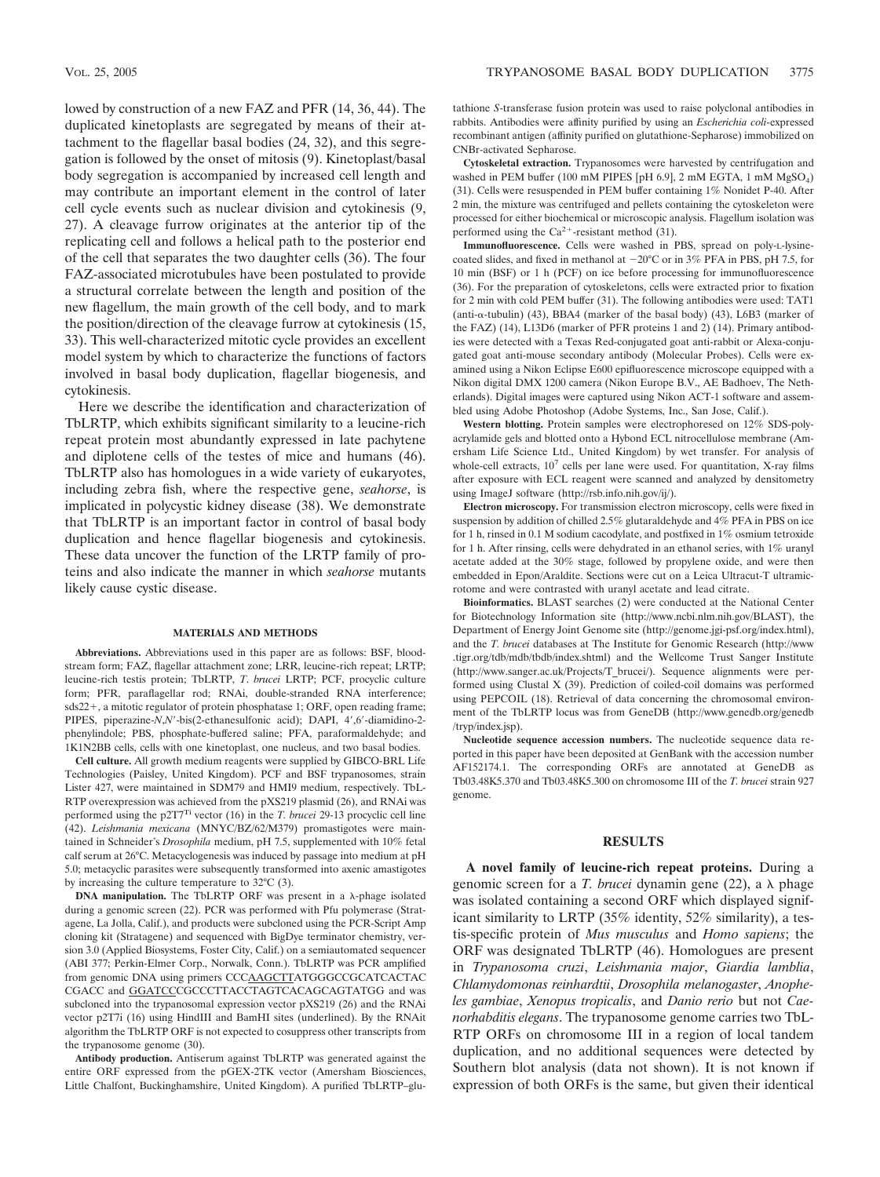lowed by construction of a new FAZ and PFR (14, 36, 44). The duplicated kinetoplasts are segregated by means of their attachment to the flagellar basal bodies (24, 32), and this segregation is followed by the onset of mitosis (9). Kinetoplast/basal body segregation is accompanied by increased cell length and may contribute an important element in the control of later cell cycle events such as nuclear division and cytokinesis (9, 27). A cleavage furrow originates at the anterior tip of the replicating cell and follows a helical path to the posterior end of the cell that separates the two daughter cells (36). The four FAZ-associated microtubules have been postulated to provide a structural correlate between the length and position of the new flagellum, the main growth of the cell body, and to mark the position/direction of the cleavage furrow at cytokinesis (15, 33). This well-characterized mitotic cycle provides an excellent model system by which to characterize the functions of factors involved in basal body duplication, flagellar biogenesis, and cytokinesis.

Here we describe the identification and characterization of TbLRTP, which exhibits significant similarity to a leucine-rich repeat protein most abundantly expressed in late pachytene and diplotene cells of the testes of mice and humans (46). TbLRTP also has homologues in a wide variety of eukaryotes, including zebra fish, where the respective gene, *seahorse*, is implicated in polycystic kidney disease (38). We demonstrate that TbLRTP is an important factor in control of basal body duplication and hence flagellar biogenesis and cytokinesis. These data uncover the function of the LRTP family of proteins and also indicate the manner in which *seahorse* mutants likely cause cystic disease.

## MATERIALS AND METHODS

**Abbreviations.** Abbreviations used in this paper are as follows: BSF, bloodstream form; FAZ, flagellar attachment zone; LRR, leucine-rich repeat; LRTP; leucine-rich testis protein; TbLRTP, *T. brucei* LRTP; PCF, procyclic culture form; PFR, paraflagellar rod; RNAi, double-stranded RNA interference; sds22+, a mitotic regulator of protein phosphatase 1; ORF, open reading frame; PIPES, piperazine-*N*,*N*′-bis(2-ethanesulfonic acid); DAPI, 4′,6′-diamidino-2-phenylindole; PBS, phosphate-buffered saline; PFA, paraformaldehyde; and 1K1N2BB cells, cells with one kinetoplast, one nucleus, and two basal bodies.

**Cell culture.** All growth medium reagents were supplied by GIBCO-BRL Life Technologies (Paisley, United Kingdom). PCF and BSF trypanosomes, strain Lister 427, were maintained in SDM79 and HMI9 medium, respectively. TbLRTP overexpression was achieved from the pXS219 plasmid (26), and RNAi was performed using the p2T7$^{Ti}$ vector (16) in the *T. brucei* 29-13 procyclic cell line (42). *Leishmania mexicana* (MNYC/BZ/62/M379) promastigotes were maintained in Schneider's *Drosophila* medium, pH 7.5, supplemented with 10% fetal calf serum at 26°C. Metacyclogenesis was induced by passage into medium at pH 5.0; metacyclic parasites were subsequently transformed into axenic amastigotes by increasing the culture temperature to 32°C (3).

**DNA manipulation.** The TbLRTP ORF was present in a λ-phage isolated during a genomic screen (22). PCR was performed with Pfu polymerase (Stratagene, La Jolla, Calif.), and products were subcloned using the PCR-Script Amp cloning kit (Stratagene) and sequenced with BigDye terminator chemistry, version 3.0 (Applied Biosystems, Foster City, Calif.) on a semiautomated sequencer (ABI 377; Perkin-Elmer Corp., Norwalk, Conn.). TbLRTP was PCR amplified from genomic DNA using primers CCC<u>AAGCTT</u>ATGGGCCGCATCACTAC CGACC and <u>GGATCC</u>CGCCCTTACCTAGTCACAGCAGTATGG and was subcloned into the trypanosomal expression vector pXS219 (26) and the RNAi vector p2T7i (16) using HindIII and BamHI sites (underlined). By the RNAit algorithm the TbLRTP ORF is not expected to cosuppress other transcripts from the trypanosome genome (30).

**Antibody production.** Antiserum against TbLRTP was generated against the entire ORF expressed from the pGEX-2TK vector (Amersham Biosciences, Little Chalfont, Buckinghamshire, United Kingdom). A purified TbLRTP–glutathione *S*-transferase fusion protein was used to raise polyclonal antibodies in rabbits. Antibodies were affinity purified by using an *Escherichia coli*-expressed recombinant antigen (affinity purified on glutathione-Sepharose) immobilized on CNBr-activated Sepharose.

**Cytoskeletal extraction.** Trypanosomes were harvested by centrifugation and washed in PEM buffer (100 mM PIPES [pH 6.9], 2 mM EGTA, 1 mM $MgSO_4$) (31). Cells were resuspended in PEM buffer containing 1% Nonidet P-40. After 2 min, the mixture was centrifuged and pellets containing the cytoskeleton were processed for either biochemical or microscopic analysis. Flagellum isolation was performed using the $Ca^{2+}$-resistant method (31).

**Immunofluorescence.** Cells were washed in PBS, spread on poly-L-lysine-coated slides, and fixed in methanol at −20°C or in 3% PFA in PBS, pH 7.5, for 10 min (BSF) or 1 h (PCF) on ice before processing for immunofluorescence (36). For the preparation of cytoskeletons, cells were extracted prior to fixation for 2 min with cold PEM buffer (31). The following antibodies were used: TAT1 (anti-α-tubulin) (43), BBA4 (marker of the basal body) (43), L6B3 (marker of the FAZ) (14), L13D6 (marker of PFR proteins 1 and 2) (14). Primary antibodies were detected with a Texas Red-conjugated goat anti-rabbit or Alexa-conjugated goat anti-mouse secondary antibody (Molecular Probes). Cells were examined using a Nikon Eclipse E600 epifluorescence microscope equipped with a Nikon digital DMX 1200 camera (Nikon Europe B.V., AE Badhoev, The Netherlands). Digital images were captured using Nikon ACT-1 software and assembled using Adobe Photoshop (Adobe Systems, Inc., San Jose, Calif.).

**Western blotting.** Protein samples were electrophoresed on 12% SDS-polyacrylamide gels and blotted onto a Hybond ECL nitrocellulose membrane (Amersham Life Science Ltd., United Kingdom) by wet transfer. For analysis of whole-cell extracts, $10^7$ cells per lane were used. For quantitation, X-ray films after exposure with ECL reagent were scanned and analyzed by densitometry using ImageJ software (http://rsb.info.nih.gov/ij/).

**Electron microscopy.** For transmission electron microscopy, cells were fixed in suspension by addition of chilled 2.5% glutaraldehyde and 4% PFA in PBS on ice for 1 h, rinsed in 0.1 M sodium cacodylate, and postfixed in 1% osmium tetroxide for 1 h. After rinsing, cells were dehydrated in an ethanol series, with 1% uranyl acetate added at the 30% stage, followed by propylene oxide, and were then embedded in Epon/Araldite. Sections were cut on a Leica Ultracut-T ultramicrotome and were contrasted with uranyl acetate and lead citrate.

**Bioinformatics.** BLAST searches (2) were conducted at the National Center for Biotechnology Information site (http://www.ncbi.nlm.nih.gov/BLAST), the Department of Energy Joint Genome site (http://genome.jgi-psf.org/index.html), and the *T. brucei* databases at The Institute for Genomic Research (http://www.tigr.org/tdb/mdb/tbdb/index.shtml) and the Wellcome Trust Sanger Institute (http://www.sanger.ac.uk/Projects/T_brucei/). Sequence alignments were performed using Clustal X (39). Prediction of coiled-coil domains was performed using PEPCOIL (18). Retrieval of data concerning the chromosomal environment of the TbLRTP locus was from GeneDB (http://www.genedb.org/genedb/tryp/index.jsp).

**Nucleotide sequence accession numbers.** The nucleotide sequence data reported in this paper have been deposited at GenBank with the accession number AF152174.1. The corresponding ORFs are annotated at GeneDB as Tb03.48K5.370 and Tb03.48K5.300 on chromosome III of the *T. brucei* strain 927 genome.

## RESULTS

**A novel family of leucine-rich repeat proteins.** During a genomic screen for a *T. brucei* dynamin gene (22), a λ phage was isolated containing a second ORF which displayed significant similarity to LRTP (35% identity, 52% similarity), a testis-specific protein of *Mus musculus* and *Homo sapiens*; the ORF was designated TbLRTP (46). Homologues are present in *Trypanosoma cruzi*, *Leishmania major*, *Giardia lamblia*, *Chlamydomonas reinhardtii*, *Drosophila melanogaster*, *Anopheles gambiae*, *Xenopus tropicalis*, and *Danio rerio* but not *Caenorhabditis elegans*. The trypanosome genome carries two TbLRTP ORFs on chromosome III in a region of local tandem duplication, and no additional sequences were detected by Southern blot analysis (data not shown). It is not known if expression of both ORFs is the same, but given their identical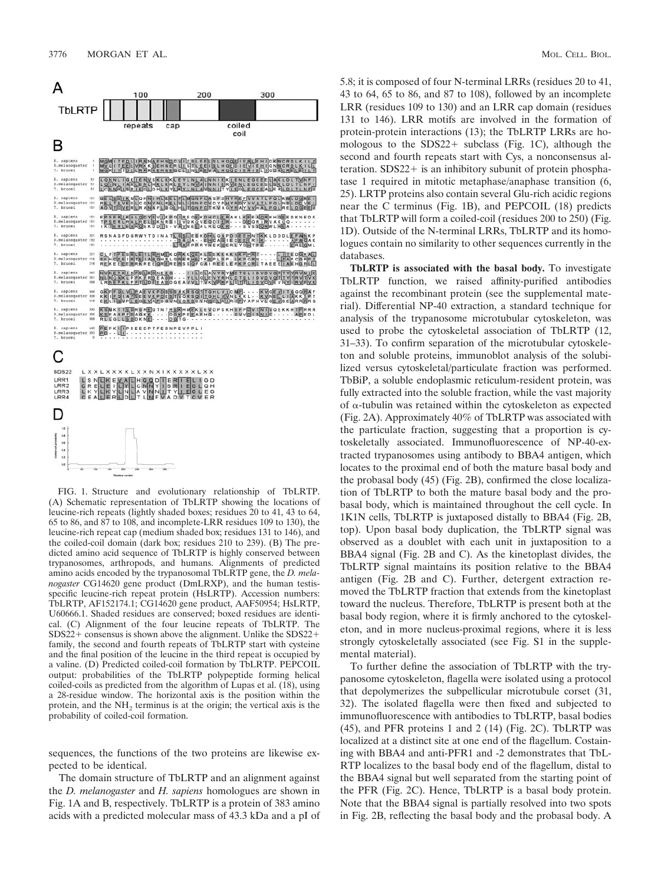FIG. 1. Structure and evolutionary relationship of TbLRTP. (A) Schematic representation of TbLRTP showing the locations of leucine-rich repeats (lightly shaded boxes; residues 20 to 41, 43 to 64, 65 to 86, and 87 to 108, and incomplete-LRR residues 109 to 130), the leucine-rich repeat cap (medium shaded box; residues 131 to 146), and the coiled-coil domain (dark box; residues 210 to 239). (B) The predicted amino acid sequence of TbLRTP is highly conserved between trypanosomes, arthropods, and humans. Alignments of predicted amino acids encoded by the trypanosomal TbLRTP gene, the *D. melanogaster* CG14620 gene product (DmLRXP), and the human testis-specific leucine-rich repeat protein (HsLRTP). Accession numbers: TbLRTP, AF152174.1; CG14620 gene product, AAF50954; HsLRTP, U60666.1. Shaded residues are conserved; boxed residues are identical. (C) Alignment of the four leucine repeats of TbLRTP. The SDS22+ consensus is shown above the alignment. Unlike the SDS22+ family, the second and fourth repeats of TbLRTP start with cysteine and the final position of the leucine in the third repeat is occupied by a valine. (D) Predicted coiled-coil formation by TbLRTP. PEPCOIL output: probabilities of the TbLRTP polypeptide forming helical coiled-coils as predicted from the algorithm of Lupas et al. (18), using a 28-residue window. The horizontal axis is the position within the protein, and the $NH_2$ terminus is at the origin; the vertical axis is the probability of coiled-coil formation.

sequences, the functions of the two proteins are likewise expected to be identical.

The domain structure of TbLRTP and an alignment against the *D. melanogaster* and *H. sapiens* homologues are shown in Fig. 1A and B, respectively. TbLRTP is a protein of 383 amino acids with a predicted molecular mass of 43.3 kDa and a pI of 5.8; it is composed of four N-terminal LRRs (residues 20 to 41, 43 to 64, 65 to 86, and 87 to 108), followed by an incomplete LRR (residues 109 to 130) and an LRR cap domain (residues 131 to 146). LRR motifs are involved in the formation of protein-protein interactions (13); the TbLRTP LRRs are homologous to the SDS22+ subclass (Fig. 1C), although the second and fourth repeats start with Cys, a nonconsensus alteration. SDS22+ is an inhibitory subunit of protein phosphatase 1 required in mitotic metaphase/anaphase transition (6, 25). LRTP proteins also contain several Glu-rich acidic regions near the C terminus (Fig. 1B), and PEPCOIL (18) predicts that TbLRTP will form a coiled-coil (residues 200 to 250) (Fig. 1D). Outside of the N-terminal LRRs, TbLRTP and its homologues contain no similarity to other sequences currently in the databases.

**TbLRTP is associated with the basal body.** To investigate TbLRTP function, we raised affinity-purified antibodies against the recombinant protein (see the supplemental material). Differential NP-40 extraction, a standard technique for analysis of the trypanosome microtubular cytoskeleton, was used to probe the cytoskeletal association of TbLRTP (12, 31–33). To confirm separation of the microtubular cytoskeleton and soluble proteins, immunoblot analysis of the solubilized versus cytoskeletal/particulate fraction was performed. TbBiP, a soluble endoplasmic reticulum-resident protein, was fully extracted into the soluble fraction, while the vast majority of α-tubulin was retained within the cytoskeleton as expected (Fig. 2A). Approximately 40% of TbLRTP was associated with the particulate fraction, suggesting that a proportion is cytoskeletally associated. Immunofluorescence of NP-40-extracted trypanosomes using antibody to BBA4 antigen, which locates to the proximal end of both the mature basal body and the probasal body (45) (Fig. 2B), confirmed the close localization of TbLRTP to both the mature basal body and the probasal body, which is maintained throughout the cell cycle. In 1K1N cells, TbLRTP is juxtaposed distally to BBA4 (Fig. 2B, top). Upon basal body duplication, the TbLRTP signal was observed as a doublet with each unit in juxtaposition to a BBA4 signal (Fig. 2B and C). As the kinetoplast divides, the TbLRTP signal maintains its position relative to the BBA4 antigen (Fig. 2B and C). Further, detergent extraction removed the TbLRTP fraction that extends from the kinetoplast toward the nucleus. Therefore, TbLRTP is present both at the basal body region, where it is firmly anchored to the cytoskeleton, and in more nucleus-proximal regions, where it is less strongly cytoskeletally associated (see Fig. S1 in the supplemental material).

To further define the association of TbLRTP with the trypanosome cytoskeleton, flagella were isolated using a protocol that depolymerizes the subpellicular microtubule corset (31, 32). The isolated flagella were then fixed and subjected to immunofluorescence with antibodies to TbLRTP, basal bodies (45), and PFR proteins 1 and 2 (14) (Fig. 2C). TbLRTP was localized at a distinct site at one end of the flagellum. Costaining with BBA4 and anti-PFR1 and -2 demonstrates that TbLRTP localizes to the basal body end of the flagellum, distal to the BBA4 signal but well separated from the starting point of the PFR (Fig. 2C). Hence, TbLRTP is a basal body protein. Note that the BBA4 signal is partially resolved into two spots in Fig. 2B, reflecting the basal body and the probasal body. A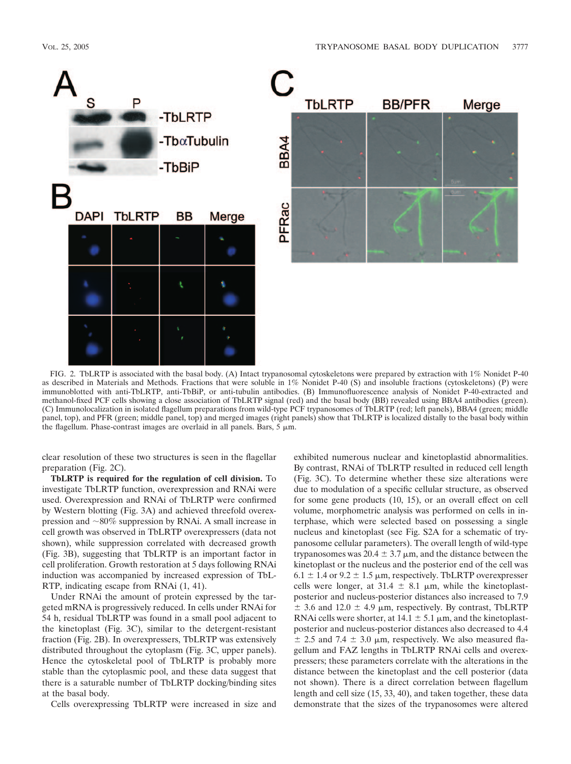FIG. 2. TbLRTP is associated with the basal body. (A) Intact trypanosomal cytoskeletons were prepared by extraction with 1% Nonidet P-40 as described in Materials and Methods. Fractions that were soluble in 1% Nonidet P-40 (S) and insoluble fractions (cytoskeletons) (P) were immunoblotted with anti-TbLRTP, anti-TbBiP, or anti-tubulin antibodies. (B) Immunofluorescence analysis of Nonidet P-40-extracted and methanol-fixed PCF cells showing a close association of TbLRTP signal (red) and the basal body (BB) revealed using BBA4 antibodies (green). (C) Immunolocalization in isolated flagellum preparations from wild-type PCF trypanosomes of TbLRTP (red; left panels), BBA4 (green; middle panel, top), and PFR (green; middle panel, top) and merged images (right panels) show that TbLRTP is localized distally to the basal body within the flagellum. Phase-contrast images are overlaid in all panels. Bars, 5 μm.

clear resolution of these two structures is seen in the flagellar preparation (Fig. 2C).

**TbLRTP is required for the regulation of cell division.** To investigate TbLRTP function, overexpression and RNAi were used. Overexpression and RNAi of TbLRTP were confirmed by Western blotting (Fig. 3A) and achieved threefold overexpression and ~80% suppression by RNAi. A small increase in cell growth was observed in TbLRTP overexpressers (data not shown), while suppression correlated with decreased growth (Fig. 3B), suggesting that TbLRTP is an important factor in cell proliferation. Growth restoration at 5 days following RNAi induction was accompanied by increased expression of TbL-RTP, indicating escape from RNAi (1, 41).

Under RNAi the amount of protein expressed by the targeted mRNA is progressively reduced. In cells under RNAi for 54 h, residual TbLRTP was found in a small pool adjacent to the kinetoplast (Fig. 3C), similar to the detergent-resistant fraction (Fig. 2B). In overexpressers, TbLRTP was extensively distributed throughout the cytoplasm (Fig. 3C, upper panels). Hence the cytoskeletal pool of TbLRTP is probably more stable than the cytoplasmic pool, and these data suggest that there is a saturable number of TbLRTP docking/binding sites at the basal body.

Cells overexpressing TbLRTP were increased in size and exhibited numerous nuclear and kinetoplastid abnormalities. By contrast, RNAi of TbLRTP resulted in reduced cell length (Fig. 3C). To determine whether these size alterations were due to modulation of a specific cellular structure, as observed for some gene products (10, 15), or an overall effect on cell volume, morphometric analysis was performed on cells in interphase, which were selected based on possessing a single nucleus and kinetoplast (see Fig. S2A for a schematic of trypanosome cellular parameters). The overall length of wild-type trypanosomes was 20.4 ± 3.7 μm, and the distance between the kinetoplast or the nucleus and the posterior end of the cell was 6.1 ± 1.4 or 9.2 ± 1.5 μm, respectively. TbLRTP overexpresser cells were longer, at 31.4 ± 8.1 μm, while the kinetoplast-posterior and nucleus-posterior distances also increased to 7.9 ± 3.6 and 12.0 ± 4.9 μm, respectively. By contrast, TbLRTP RNAi cells were shorter, at 14.1 ± 5.1 μm, and the kinetoplast-posterior and nucleus-posterior distances also decreased to 4.4 ± 2.5 and 7.4 ± 3.0 μm, respectively. We also measured flagellum and FAZ lengths in TbLRTP RNAi cells and overexpressers; these parameters correlate with the alterations in the distance between the kinetoplast and the cell posterior (data not shown). There is a direct correlation between flagellum length and cell size (15, 33, 40), and taken together, these data demonstrate that the sizes of the trypanosomes were altered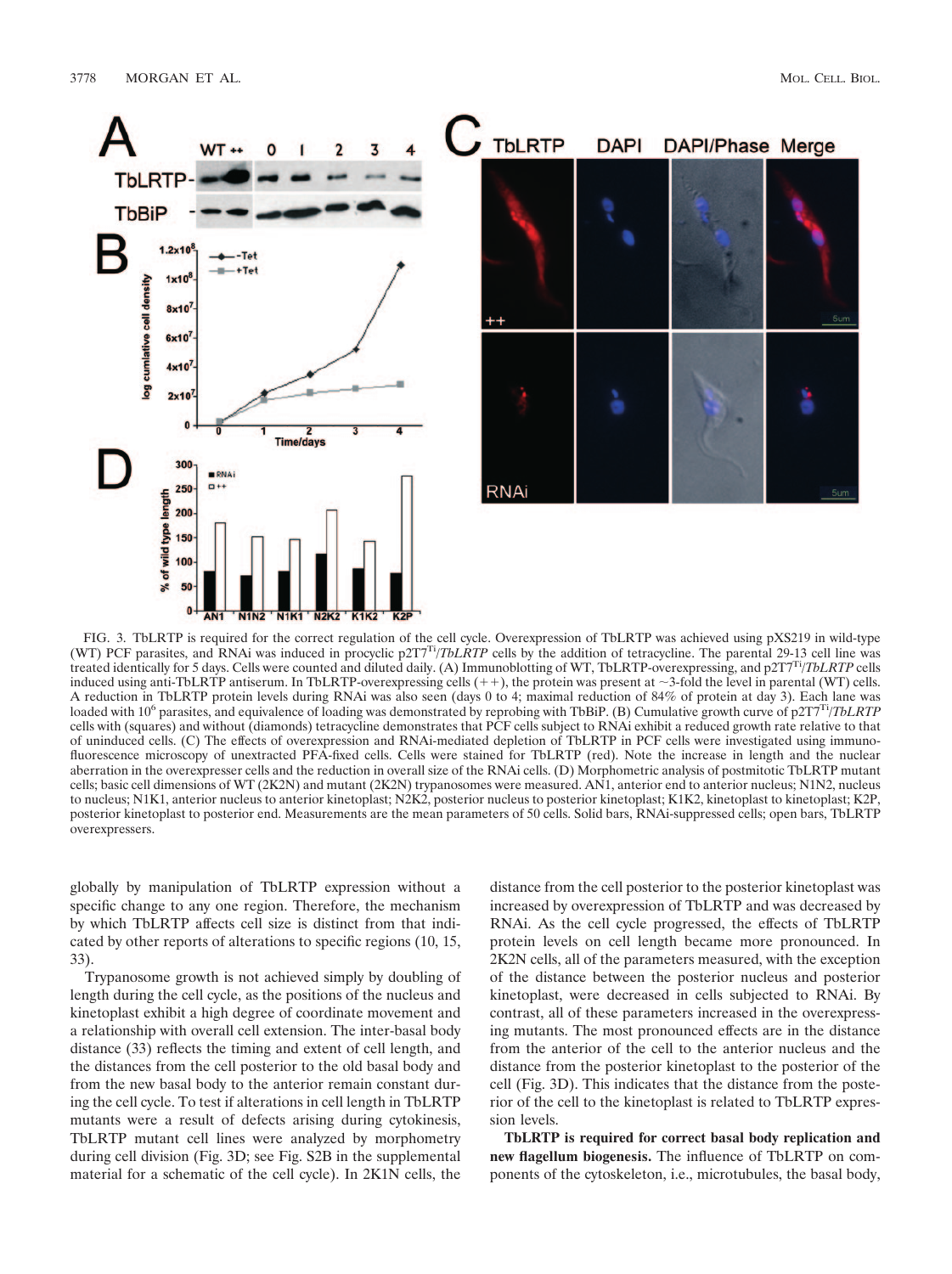FIG. 3. TbLRTP is required for the correct regulation of the cell cycle. Overexpression of TbLRTP was achieved using pXS219 in wild-type (WT) PCF parasites, and RNAi was induced in procyclic p2T7$^{Ti}$/*TbLRTP* cells by the addition of tetracycline. The parental 29-13 cell line was treated identically for 5 days. Cells were counted and diluted daily. (A) Immunoblotting of WT, TbLRTP-overexpressing, and p2T7$^{Ti}$/*TbLRTP* cells induced using anti-TbLRTP antiserum. In TbLRTP-overexpressing cells (++), the protein was present at ~3-fold the level in parental (WT) cells. A reduction in TbLRTP protein levels during RNAi was also seen (days 0 to 4; maximal reduction of 84% of protein at day 3). Each lane was loaded with $10^6$ parasites, and equivalence of loading was demonstrated by reprobing with TbBiP. (B) Cumulative growth curve of p2T7$^{Ti}$/*TbLRTP* cells with (squares) and without (diamonds) tetracycline demonstrates that PCF cells subject to RNAi exhibit a reduced growth rate relative to that of uninduced cells. (C) The effects of overexpression and RNAi-mediated depletion of TbLRTP in PCF cells were investigated using immunofluorescence microscopy of unextracted PFA-fixed cells. Cells were stained for TbLRTP (red). Note the increase in length and the nuclear aberration in the overexpresser cells and the reduction in overall size of the RNAi cells. (D) Morphometric analysis of postmitotic TbLRTP mutant cells; basic cell dimensions of WT (2K2N) and mutant (2K2N) trypanosomes were measured. AN1, anterior end to anterior nucleus; N1N2, nucleus to nucleus; N1K1, anterior nucleus to anterior kinetoplast; N2K2, posterior nucleus to posterior kinetoplast; K1K2, kinetoplast to kinetoplast; K2P, posterior kinetoplast to posterior end. Measurements are the mean parameters of 50 cells. Solid bars, RNAi-suppressed cells; open bars, TbLRTP overexpressers.

globally by manipulation of TbLRTP expression without a specific change to any one region. Therefore, the mechanism by which TbLRTP affects cell size is distinct from that indicated by other reports of alterations to specific regions (10, 15, 33).

Trypanosome growth is not achieved simply by doubling of length during the cell cycle, as the positions of the nucleus and kinetoplast exhibit a high degree of coordinate movement and a relationship with overall cell extension. The inter-basal body distance (33) reflects the timing and extent of cell length, and the distances from the cell posterior to the old basal body and from the new basal body to the anterior remain constant during the cell cycle. To test if alterations in cell length in TbLRTP mutants were a result of defects arising during cytokinesis, TbLRTP mutant cell lines were analyzed by morphometry during cell division (Fig. 3D; see Fig. S2B in the supplemental material for a schematic of the cell cycle). In 2K1N cells, the distance from the cell posterior to the posterior kinetoplast was increased by overexpression of TbLRTP and was decreased by RNAi. As the cell cycle progressed, the effects of TbLRTP protein levels on cell length became more pronounced. In 2K2N cells, all of the parameters measured, with the exception of the distance between the posterior nucleus and posterior kinetoplast, were decreased in cells subjected to RNAi. By contrast, all of these parameters increased in the overexpressing mutants. The most pronounced effects are in the distance from the anterior of the cell to the anterior nucleus and the distance from the posterior kinetoplast to the posterior of the cell (Fig. 3D). This indicates that the distance from the posterior of the cell to the kinetoplast is related to TbLRTP expression levels.

**TbLRTP is required for correct basal body replication and new flagellum biogenesis.** The influence of TbLRTP on components of the cytoskeleton, i.e., microtubules, the basal body,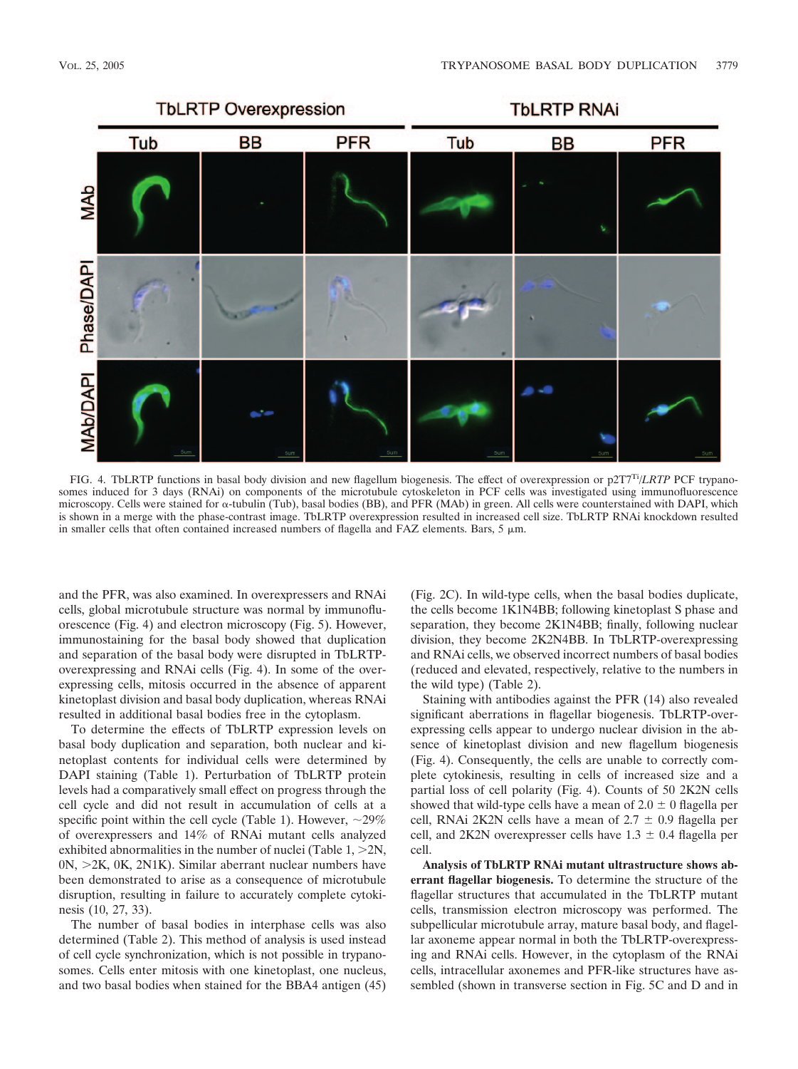FIG. 4. TbLRTP functions in basal body division and new flagellum biogenesis. The effect of overexpression or p2T7[Ti]/*LRTP* PCF trypanosomes induced for 3 days (RNAi) on components of the microtubule cytoskeleton in PCF cells was investigated using immunofluorescence microscopy. Cells were stained for α-tubulin (Tub), basal bodies (BB), and PFR (MAb) in green. All cells were counterstained with DAPI, which is shown in a merge with the phase-contrast image. TbLRTP overexpression resulted in increased cell size. TbLRTP RNAi knockdown resulted in smaller cells that often contained increased numbers of flagella and FAZ elements. Bars, 5 μm.

and the PFR, was also examined. In overexpressers and RNAi cells, global microtubule structure was normal by immunofluorescence (Fig. 4) and electron microscopy (Fig. 5). However, immunostaining for the basal body showed that duplication and separation of the basal body were disrupted in TbLRTP-overexpressing and RNAi cells (Fig. 4). In some of the overexpressing cells, mitosis occurred in the absence of apparent kinetoplast division and basal body duplication, whereas RNAi resulted in additional basal bodies free in the cytoplasm.

To determine the effects of TbLRTP expression levels on basal body duplication and separation, both nuclear and kinetoplast contents for individual cells were determined by DAPI staining (Table 1). Perturbation of TbLRTP protein levels had a comparatively small effect on progress through the cell cycle and did not result in accumulation of cells at a specific point within the cell cycle (Table 1). However, ~29% of overexpressers and 14% of RNAi mutant cells analyzed exhibited abnormalities in the number of nuclei (Table 1, >2N, 0N, >2K, 0K, 2N1K). Similar aberrant nuclear numbers have been demonstrated to arise as a consequence of microtubule disruption, resulting in failure to accurately complete cytokinesis (10, 27, 33).

The number of basal bodies in interphase cells was also determined (Table 2). This method of analysis is used instead of cell cycle synchronization, which is not possible in trypanosomes. Cells enter mitosis with one kinetoplast, one nucleus, and two basal bodies when stained for the BBA4 antigen (45) (Fig. 2C). In wild-type cells, when the basal bodies duplicate, the cells become 1K1N4BB; following kinetoplast S phase and separation, they become 2K1N4BB; finally, following nuclear division, they become 2K2N4BB. In TbLRTP-overexpressing and RNAi cells, we observed incorrect numbers of basal bodies (reduced and elevated, respectively, relative to the numbers in the wild type) (Table 2).

Staining with antibodies against the PFR (14) also revealed significant aberrations in flagellar biogenesis. TbLRTP-overexpressing cells appear to undergo nuclear division in the absence of kinetoplast division and new flagellum biogenesis (Fig. 4). Consequently, the cells are unable to correctly complete cytokinesis, resulting in cells of increased size and a partial loss of cell polarity (Fig. 4). Counts of 50 2K2N cells showed that wild-type cells have a mean of 2.0 ± 0 flagella per cell, RNAi 2K2N cells have a mean of 2.7 ± 0.9 flagella per cell, and 2K2N overexpresser cells have 1.3 ± 0.4 flagella per cell.

**Analysis of TbLRTP RNAi mutant ultrastructure shows aberrant flagellar biogenesis.** To determine the structure of the flagellar structures that accumulated in the TbLRTP mutant cells, transmission electron microscopy was performed. The subpellicular microtubule array, mature basal body, and flagellar axoneme appear normal in both the TbLRTP-overexpressing and RNAi cells. However, in the cytoplasm of the RNAi cells, intracellular axonemes and PFR-like structures have assembled (shown in transverse section in Fig. 5C and D and in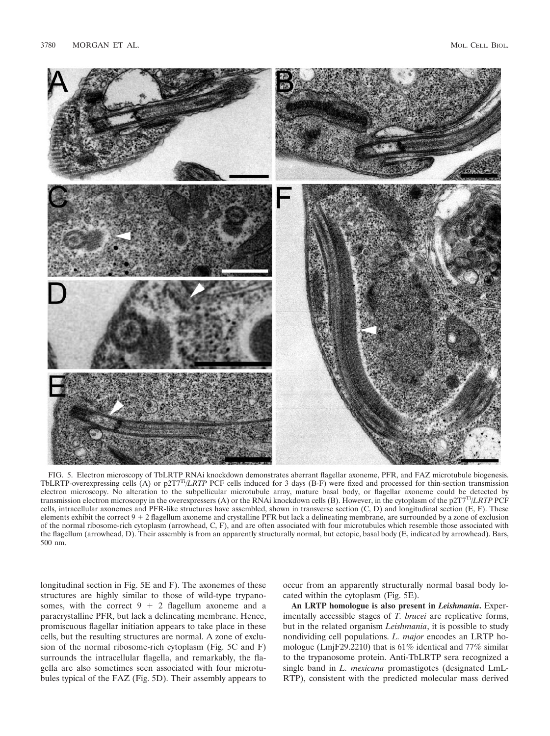FIG. 5. Electron microscopy of TbLRTP RNAi knockdown demonstrates aberrant flagellar axoneme, PFR, and FAZ microtubule biogenesis. TbLRTP-overexpressing cells (A) or p2T7[Ti]/*LRTP* PCF cells induced for 3 days (B-F) were fixed and processed for thin-section transmission electron microscopy. No alteration to the subpellicular microtubule array, mature basal body, or flagellar axoneme could be detected by transmission electron microscopy in the overexpressers (A) or the RNAi knockdown cells (B). However, in the cytoplasm of the p2T7[Ti]/*LRTP* PCF cells, intracellular axonemes and PFR-like structures have assembled, shown in transverse section (C, D) and longitudinal section (E, F). These elements exhibit the correct 9 + 2 flagellum axoneme and crystalline PFR but lack a delineating membrane, are surrounded by a zone of exclusion of the normal ribosome-rich cytoplasm (arrowhead, C, F), and are often associated with four microtubules which resemble those associated with the flagellum (arrowhead, D). Their assembly is from an apparently structurally normal, but ectopic, basal body (E, indicated by arrowhead). Bars, 500 nm.

longitudinal section in Fig. 5E and F). The axonemes of these structures are highly similar to those of wild-type trypanosomes, with the correct 9 + 2 flagellum axoneme and a paracrystalline PFR, but lack a delineating membrane. Hence, promiscuous flagellar initiation appears to take place in these cells, but the resulting structures are normal. A zone of exclusion of the normal ribosome-rich cytoplasm (Fig. 5C and F) surrounds the intracellular flagella, and remarkably, the flagella are also sometimes seen associated with four microtubules typical of the FAZ (Fig. 5D). Their assembly appears to occur from an apparently structurally normal basal body located within the cytoplasm (Fig. 5E).

**An LRTP homologue is also present in *Leishmania*.** Experimentally accessible stages of *T. brucei* are replicative forms, but in the related organism *Leishmania*, it is possible to study nondividing cell populations. *L. major* encodes an LRTP homologue (LmjF29.2210) that is 61% identical and 77% similar to the trypanosome protein. Anti-TbLRTP sera recognized a single band in *L. mexicana* promastigotes (designated LmLRTP), consistent with the predicted molecular mass derived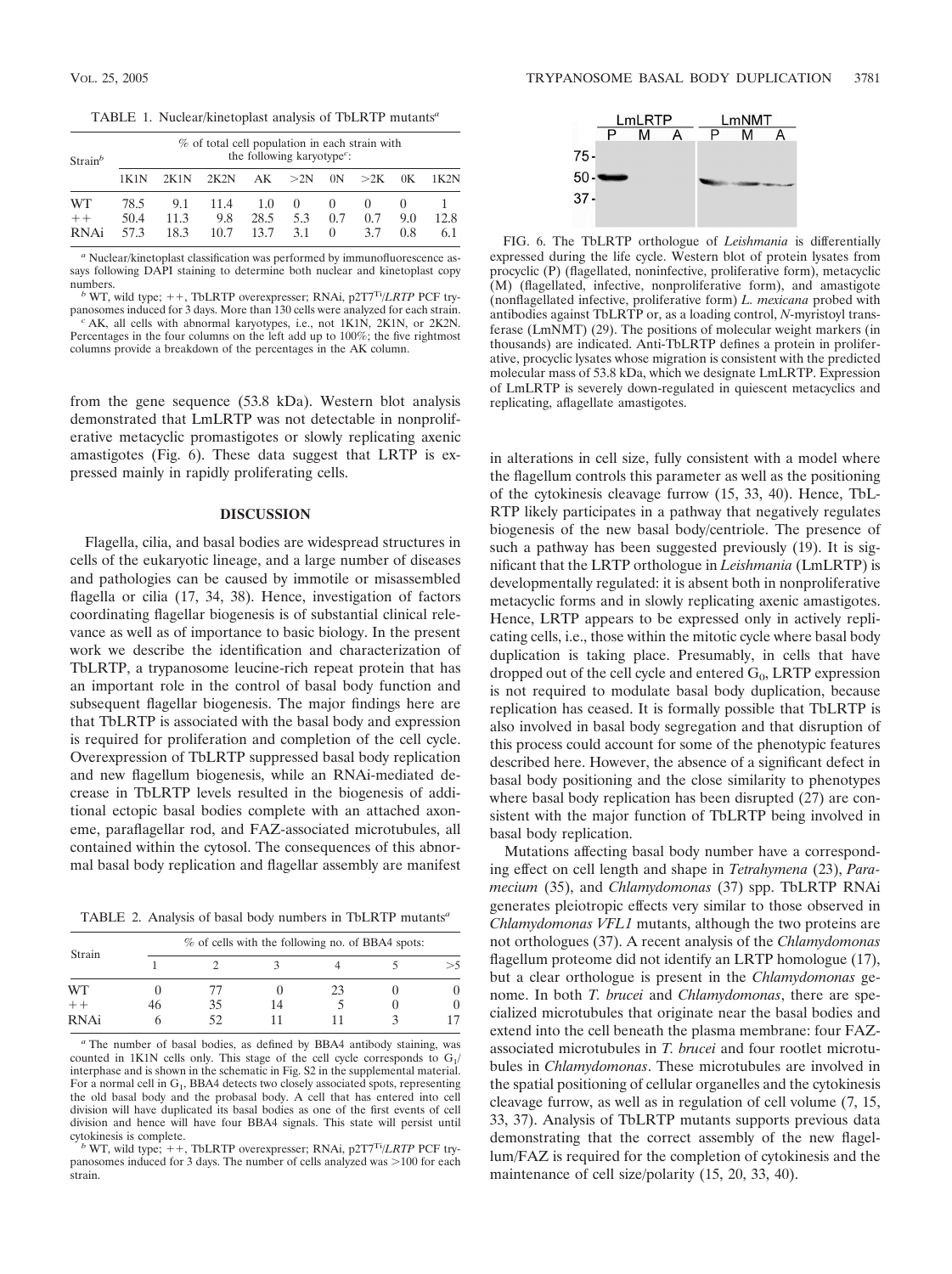TABLE 1. Nuclear/kinetoplast analysis of TbLRTP mutants[a]

| Strain[b] | % of total cell population in each strain with the following karyotype[c]: | | | | | | | | |
|---|---|---|---|---|---|---|---|---|---|
| | 1K1N | 2K1N | 2K2N | AK | >2N | 0N | >2K | 0K | 1K2N |
| WT | 78.5 | 9.1 | 11.4 | 1.0 | 0 | 0 | 0 | 0 | 1 |
| ++ | 50.4 | 11.3 | 9.8 | 28.5 | 5.3 | 0.7 | 0.7 | 9.0 | 12.8 |
| RNAi | 57.3 | 18.3 | 10.7 | 13.7 | 3.1 | 0 | 3.7 | 0.8 | 6.1 |

[a] Nuclear/kinetoplast classification was performed by immunofluorescence assays following DAPI staining to determine both nuclear and kinetoplast copy numbers.

[b] WT, wild type; ++, TbLRTP overexpresser; RNAi, p2T7[Ti]/*LRTP* PCF trypanosomes induced for 3 days. More than 130 cells were analyzed for each strain.

[c] AK, all cells with abnormal karyotypes, i.e., not 1K1N, 2K1N, or 2K2N. Percentages in the four columns on the left add up to 100%; the five rightmost columns provide a breakdown of the percentages in the AK column.

from the gene sequence (53.8 kDa). Western blot analysis demonstrated that LmLRTP was not detectable in nonproliferative metacyclic promastigotes or slowly replicating axenic amastigotes (Fig. 6). These data suggest that LRTP is expressed mainly in rapidly proliferating cells.

## DISCUSSION

Flagella, cilia, and basal bodies are widespread structures in cells of the eukaryotic lineage, and a large number of diseases and pathologies can be caused by immotile or misassembled flagella or cilia (17, 34, 38). Hence, investigation of factors coordinating flagellar biogenesis is of substantial clinical relevance as well as of importance to basic biology. In the present work we describe the identification and characterization of TbLRTP, a trypanosome leucine-rich repeat protein that has an important role in the control of basal body function and subsequent flagellar biogenesis. The major findings here are that TbLRTP is associated with the basal body and expression is required for proliferation and completion of the cell cycle. Overexpression of TbLRTP suppressed basal body replication and new flagellum biogenesis, while an RNAi-mediated decrease in TbLRTP levels resulted in the biogenesis of additional ectopic basal bodies complete with an attached axoneme, paraflagellar rod, and FAZ-associated microtubules, all contained within the cytosol. The consequences of this abnormal basal body replication and flagellar assembly are manifest in alterations in cell size, fully consistent with a model where the flagellum controls this parameter as well as the positioning of the cytokinesis cleavage furrow (15, 33, 40). Hence, TbLRTP likely participates in a pathway that negatively regulates biogenesis of the new basal body/centriole. The presence of such a pathway has been suggested previously (19). It is significant that the LRTP orthologue in *Leishmania* (LmLRTP) is developmentally regulated: it is absent both in nonproliferative metacyclic forms and in slowly replicating axenic amastigotes. Hence, LRTP appears to be expressed only in actively replicating cells, i.e., those within the mitotic cycle where basal body duplication is taking place. Presumably, in cells that have dropped out of the cell cycle and entered $G_0$, LRTP expression is not required to modulate basal body duplication, because replication has ceased. It is formally possible that TbLRTP is also involved in basal body segregation and that disruption of this process could account for some of the phenotypic features described here. However, the absence of a significant defect in basal body positioning and the close similarity to phenotypes where basal body replication has been disrupted (27) are consistent with the major function of TbLRTP being involved in basal body replication.

TABLE 2. Analysis of basal body numbers in TbLRTP mutants[a]

| Strain | % of cells with the following no. of BBA4 spots: | | | | | |
|---|---|---|---|---|---|---|
| | 1 | 2 | 3 | 4 | 5 | >5 |
| WT | 0 | 77 | 0 | 23 | 0 | 0 |
| ++ | 46 | 35 | 14 | 5 | 0 | 0 |
| RNAi | 6 | 52 | 11 | 11 | 3 | 17 |

[a] The number of basal bodies, as defined by BBA4 antibody staining, was counted in 1K1N cells only. This stage of the cell cycle corresponds to $G_1$/interphase and is shown in the schematic in Fig. S2 in the supplemental material. For a normal cell in $G_1$, BBA4 detects two closely associated spots, representing the old basal body and the probasal body. A cell that has entered into cell division will have duplicated its basal bodies as one of the first events of cell division and hence will have four BBA4 signals. This state will persist until cytokinesis is complete.

[b] WT, wild type; ++, TbLRTP overexpresser; RNAi, p2T7[Ti]/*LRTP* PCF trypanosomes induced for 3 days. The number of cells analyzed was >100 for each strain.

FIG. 6. The TbLRTP orthologue of *Leishmania* is differentially expressed during the life cycle. Western blot of protein lysates from procyclic (P) (flagellated, noninfective, proliferative form), metacyclic (M) (flagellated, infective, nonproliferative form), and amastigote (nonflagellated infective, proliferative form) *L. mexicana* probed with antibodies against TbLRTP or, as a loading control, *N*-myristoyl transferase (LmNMT) (29). The positions of molecular weight markers (in thousands) are indicated. Anti-TbLRTP defines a protein in proliferative, procyclic lysates whose migration is consistent with the predicted molecular mass of 53.8 kDa, which we designate LmLRTP. Expression of LmLRTP is severely down-regulated in quiescent metacyclics and replicating, aflagellate amastigotes.

Mutations affecting basal body number have a corresponding effect on cell length and shape in *Tetrahymena* (23), *Paramecium* (35), and *Chlamydomonas* (37) spp. TbLRTP RNAi generates pleiotropic effects very similar to those observed in *Chlamydomonas VFL1* mutants, although the two proteins are not orthologues (37). A recent analysis of the *Chlamydomonas* flagellum proteome did not identify an LRTP homologue (17), but a clear orthologue is present in the *Chlamydomonas* genome. In both *T. brucei* and *Chlamydomonas*, there are specialized microtubules that originate near the basal bodies and extend into the cell beneath the plasma membrane: four FAZ-associated microtubules in *T. brucei* and four rootlet microtubules in *Chlamydomonas*. These microtubules are involved in the spatial positioning of cellular organelles and the cytokinesis cleavage furrow, as well as in regulation of cell volume (7, 15, 33, 37). Analysis of TbLRTP mutants supports previous data demonstrating that the correct assembly of the new flagellum/FAZ is required for the completion of cytokinesis and the maintenance of cell size/polarity (15, 20, 33, 40).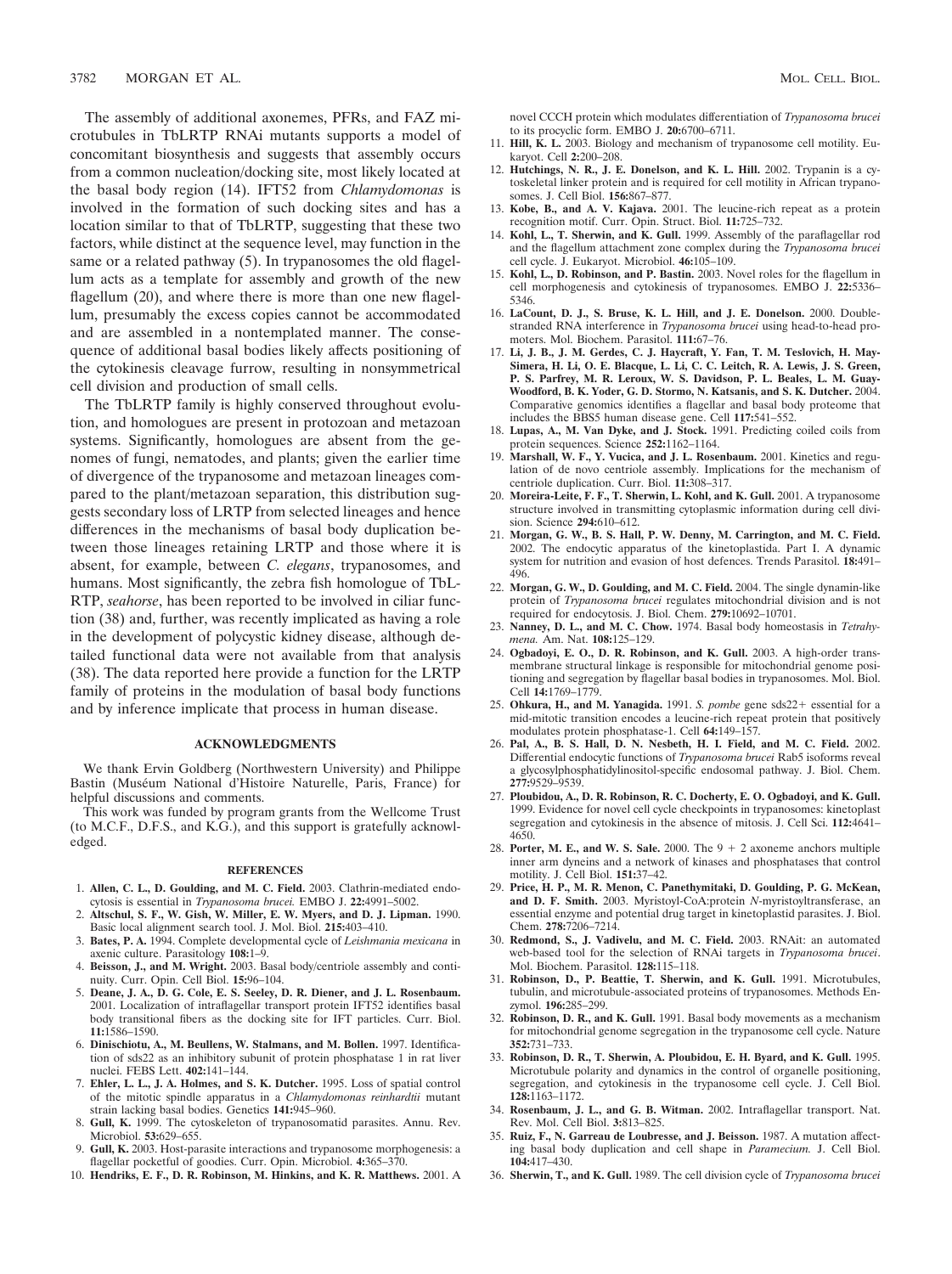The assembly of additional axonemes, PFRs, and FAZ microtubules in TbLRTP RNAi mutants supports a model of concomitant biosynthesis and suggests that assembly occurs from a common nucleation/docking site, most likely located at the basal body region (14). IFT52 from *Chlamydomonas* is involved in the formation of such docking sites and has a location similar to that of TbLRTP, suggesting that these two factors, while distinct at the sequence level, may function in the same or a related pathway (5). In trypanosomes the old flagellum acts as a template for assembly and growth of the new flagellum (20), and where there is more than one new flagellum, presumably the excess copies cannot be accommodated and are assembled in a nontemplated manner. The consequence of additional basal bodies likely affects positioning of the cytokinesis cleavage furrow, resulting in nonsymmetrical cell division and production of small cells.

The TbLRTP family is highly conserved throughout evolution, and homologues are present in protozoan and metazoan systems. Significantly, homologues are absent from the genomes of fungi, nematodes, and plants; given the earlier time of divergence of the trypanosome and metazoan lineages compared to the plant/metazoan separation, this distribution suggests secondary loss of LRTP from selected lineages and hence differences in the mechanisms of basal body duplication between those lineages retaining LRTP and those where it is absent, for example, between *C. elegans*, trypanosomes, and humans. Most significantly, the zebra fish homologue of TbLRTP, *seahorse*, has been reported to be involved in ciliar function (38) and, further, was recently implicated as having a role in the development of polycystic kidney disease, although detailed functional data were not available from that analysis (38). The data reported here provide a function for the LRTP family of proteins in the modulation of basal body functions and by inference implicate that process in human disease.

## ACKNOWLEDGMENTS

We thank Ervin Goldberg (Northwestern University) and Philippe Bastin (Muséum National d'Histoire Naturelle, Paris, France) for helpful discussions and comments.

This work was funded by program grants from the Wellcome Trust (to M.C.F., D.F.S., and K.G.), and this support is gratefully acknowledged.

## REFERENCES

1. **Allen, C. L., D. Goulding, and M. C. Field.** 2003. Clathrin-mediated endocytosis is essential in *Trypanosoma brucei.* EMBO J. **22:**4991–5002.
2. **Altschul, S. F., W. Gish, W. Miller, E. W. Myers, and D. J. Lipman.** 1990. Basic local alignment search tool. J. Mol. Biol. **215:**403–410.
3. **Bates, P. A.** 1994. Complete developmental cycle of *Leishmania mexicana* in axenic culture. Parasitology **108:**1–9.
4. **Beisson, J., and M. Wright.** 2003. Basal body/centriole assembly and continuity. Curr. Opin. Cell Biol. **15:**96–104.
5. **Deane, J. A., D. G. Cole, E. S. Seeley, D. R. Diener, and J. L. Rosenbaum.** 2001. Localization of intraflagellar transport protein IFT52 identifies basal body transitional fibers as the docking site for IFT particles. Curr. Biol. **11:**1586–1590.
6. **Dinischiotu, A., M. Beullens, W. Stalmans, and M. Bollen.** 1997. Identification of sds22 as an inhibitory subunit of protein phosphatase 1 in rat liver nuclei. FEBS Lett. **402:**141–144.
7. **Ehler, L. L., J. A. Holmes, and S. K. Dutcher.** 1995. Loss of spatial control of the mitotic spindle apparatus in a *Chlamydomonas reinhardtii* mutant strain lacking basal bodies. Genetics **141:**945–960.
8. **Gull, K.** 1999. The cytoskeleton of trypanosomatid parasites. Annu. Rev. Microbiol. **53:**629–655.
9. **Gull, K.** 2003. Host-parasite interactions and trypanosome morphogenesis: a flagellar pocketful of goodies. Curr. Opin. Microbiol. **4:**365–370.
10. **Hendriks, E. F., D. R. Robinson, M. Hinkins, and K. R. Matthews.** 2001. A novel CCCH protein which modulates differentiation of *Trypanosoma brucei* to its procyclic form. EMBO J. **20:**6700–6711.
11. **Hill, K. L.** 2003. Biology and mechanism of trypanosome cell motility. Eukaryot. Cell **2:**200–208.
12. **Hutchings, N. R., J. E. Donelson, and K. L. Hill.** 2002. Trypanin is a cytoskeletal linker protein and is required for cell motility in African trypanosomes. J. Cell Biol. **156:**867–877.
13. **Kobe, B., and A. V. Kajava.** 2001. The leucine-rich repeat as a protein recognition motif. Curr. Opin. Struct. Biol. **11:**725–732.
14. **Kohl, L., T. Sherwin, and K. Gull.** 1999. Assembly of the paraflagellar rod and the flagellum attachment zone complex during the *Trypanosoma brucei* cell cycle. J. Eukaryot. Microbiol. **46:**105–109.
15. **Kohl, L., D. Robinson, and P. Bastin.** 2003. Novel roles for the flagellum in cell morphogenesis and cytokinesis of trypanosomes. EMBO J. **22:**5336–5346.
16. **LaCount, D. J., S. Bruse, K. L. Hill, and J. E. Donelson.** 2000. Double-stranded RNA interference in *Trypanosoma brucei* using head-to-head promoters. Mol. Biochem. Parasitol. **111:**67–76.
17. **Li, J. B., J. M. Gerdes, C. J. Haycraft, Y. Fan, T. M. Teslovich, H. May-Simera, H. Li, O. E. Blacque, L. Li, C. C. Leitch, R. A. Lewis, J. S. Green, P. S. Parfrey, M. R. Leroux, W. S. Davidson, P. L. Beales, L. M. Guay-Woodford, B. K. Yoder, G. D. Stormo, N. Katsanis, and S. K. Dutcher.** 2004. Comparative genomics identifies a flagellar and basal body proteome that includes the BBS5 human disease gene. Cell **117:**541–552.
18. **Lupas, A., M. Van Dyke, and J. Stock.** 1991. Predicting coiled coils from protein sequences. Science **252:**1162–1164.
19. **Marshall, W. F., Y. Vucica, and J. L. Rosenbaum.** 2001. Kinetics and regulation of de novo centriole assembly. Implications for the mechanism of centriole duplication. Curr. Biol. **11:**308–317.
20. **Moreira-Leite, F. F., T. Sherwin, L. Kohl, and K. Gull.** 2001. A trypanosome structure involved in transmitting cytoplasmic information during cell division. Science **294:**610–612.
21. **Morgan, G. W., B. S. Hall, P. W. Denny, M. Carrington, and M. C. Field.** 2002. The endocytic apparatus of the kinetoplastida. Part I. A dynamic system for nutrition and evasion of host defences. Trends Parasitol. **18:**491–496.
22. **Morgan, G. W., D. Goulding, and M. C. Field.** 2004. The single dynamin-like protein of *Trypanosoma brucei* regulates mitochondrial division and is not required for endocytosis. J. Biol. Chem. **279:**10692–10701.
23. **Nanney, D. L., and M. C. Chow.** 1974. Basal body homeostasis in *Tetrahymena.* Am. Nat. **108:**125–129.
24. **Ogbadoyi, E. O., D. R. Robinson, and K. Gull.** 2003. A high-order transmembrane structural linkage is responsible for mitochondrial genome positioning and segregation by flagellar basal bodies in trypanosomes. Mol. Biol. Cell **14:**1769–1779.
25. **Ohkura, H., and M. Yanagida.** 1991. *S. pombe* gene sds22+ essential for a mid-mitotic transition encodes a leucine-rich repeat protein that positively modulates protein phosphatase-1. Cell **64:**149–157.
26. **Pal, A., B. S. Hall, D. N. Nesbeth, H. I. Field, and M. C. Field.** 2002. Differential endocytic functions of *Trypanosoma brucei* Rab5 isoforms reveal a glycosylphosphatidylinositol-specific endosomal pathway. J. Biol. Chem. **277:**9529–9539.
27. **Ploubidou, A., D. R. Robinson, R. C. Docherty, E. O. Ogbadoyi, and K. Gull.** 1999. Evidence for novel cell cycle checkpoints in trypanosomes: kinetoplast segregation and cytokinesis in the absence of mitosis. J. Cell Sci. **112:**4641–4650.
28. **Porter, M. E., and W. S. Sale.** 2000. The 9 + 2 axoneme anchors multiple inner arm dyneins and a network of kinases and phosphatases that control motility. J. Cell Biol. **151:**37–42.
29. **Price, H. P., M. R. Menon, C. Panethymitaki, D. Goulding, P. G. McKean, and D. F. Smith.** 2003. Myristoyl-CoA:protein *N*-myristoyltransferase, an essential enzyme and potential drug target in kinetoplastid parasites. J. Biol. Chem. **278:**7206–7214.
30. **Redmond, S., J. Vadivelu, and M. C. Field.** 2003. RNAit: an automated web-based tool for the selection of RNAi targets in *Trypanosoma brucei*. Mol. Biochem. Parasitol. **128:**115–118.
31. **Robinson, D., P. Beattie, T. Sherwin, and K. Gull.** 1991. Microtubules, tubulin, and microtubule-associated proteins of trypanosomes. Methods Enzymol. **196:**285–299.
32. **Robinson, D. R., and K. Gull.** 1991. Basal body movements as a mechanism for mitochondrial genome segregation in the trypanosome cell cycle. Nature **352:**731–733.
33. **Robinson, D. R., T. Sherwin, A. Ploubidou, E. H. Byard, and K. Gull.** 1995. Microtubule polarity and dynamics in the control of organelle positioning, segregation, and cytokinesis in the trypanosome cell cycle. J. Cell Biol. **128:**1163–1172.
34. **Rosenbaum, J. L., and G. B. Witman.** 2002. Intraflagellar transport. Nat. Rev. Mol. Cell Biol. **3:**813–825.
35. **Ruiz, F., N. Garreau de Loubresse, and J. Beisson.** 1987. A mutation affecting basal body duplication and cell shape in *Paramecium.* J. Cell Biol. **104:**417–430.
36. **Sherwin, T., and K. Gull.** 1989. The cell division cycle of *Trypanosoma brucei*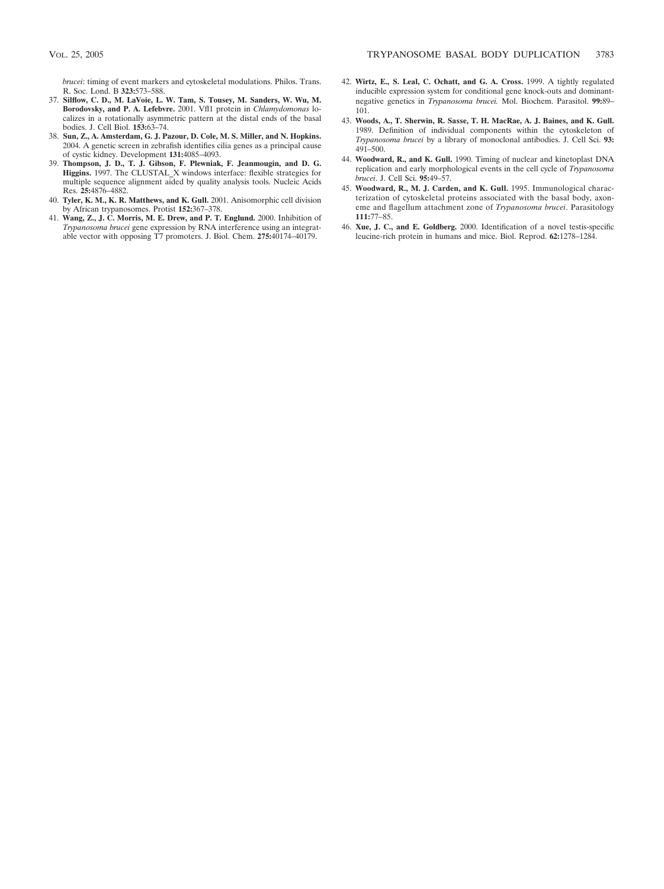*brucei*: timing of event markers and cytoskeletal modulations. Philos. Trans. R. Soc. Lond. B **323:**573–588.

37. **Silflow, C. D., M. LaVoie, L. W. Tam, S. Tousey, M. Sanders, W. Wu, M. Borodovsky, and P. A. Lefebvre.** 2001. Vfl1 protein in *Chlamydomonas* localizes in a rotationally asymmetric pattern at the distal ends of the basal bodies. J. Cell Biol. **153:**63–74.
38. **Sun, Z., A. Amsterdam, G. J. Pazour, D. Cole, M. S. Miller, and N. Hopkins.** 2004. A genetic screen in zebrafish identifies cilia genes as a principal cause of cystic kidney. Development **131:**4085–4093.
39. **Thompson, J. D., T. J. Gibson, F. Plewniak, F. Jeanmougin, and D. G. Higgins.** 1997. The CLUSTAL_X windows interface: flexible strategies for multiple sequence alignment aided by quality analysis tools. Nucleic Acids Res. **25:**4876–4882.
40. **Tyler, K. M., K. R. Matthews, and K. Gull.** 2001. Anisomorphic cell division by African trypanosomes. Protist **152:**367–378.
41. **Wang, Z., J. C. Morris, M. E. Drew, and P. T. Englund.** 2000. Inhibition of *Trypanosoma brucei* gene expression by RNA interference using an integratable vector with opposing T7 promoters. J. Biol. Chem. **275:**40174–40179.
42. **Wirtz, E., S. Leal, C. Ochatt, and G. A. Cross.** 1999. A tightly regulated inducible expression system for conditional gene knock-outs and dominant-negative genetics in *Trypanosoma brucei.* Mol. Biochem. Parasitol. **99:**89–101.
43. **Woods, A., T. Sherwin, R. Sasse, T. H. MacRae, A. J. Baines, and K. Gull.** 1989. Definition of individual components within the cytoskeleton of *Trypanosoma brucei* by a library of monoclonal antibodies. J. Cell Sci. **93:** 491–500.
44. **Woodward, R., and K. Gull.** 1990. Timing of nuclear and kinetoplast DNA replication and early morphological events in the cell cycle of *Trypanosoma brucei*. J. Cell Sci. **95:**49–57.
45. **Woodward, R., M. J. Carden, and K. Gull.** 1995. Immunological characterization of cytoskeletal proteins associated with the basal body, axoneme and flagellum attachment zone of *Trypanosoma brucei*. Parasitology **111:**77–85.
46. **Xue, J. C., and E. Goldberg.** 2000. Identification of a novel testis-specific leucine-rich protein in humans and mice. Biol. Reprod. **62:**1278–1284.